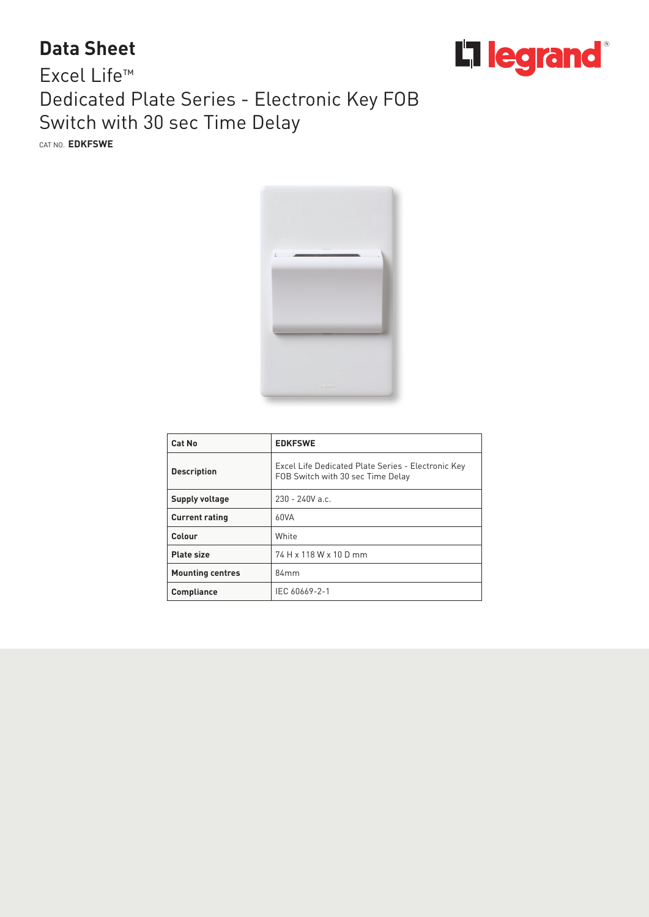# Data Sheet

## Excel Life™
## Dedicated Plate Series - Electronic Key FOB Switch with 30 sec Time Delay

CAT NO. **EDKFSWE**

| Cat No | EDKFSWE |
|---|---|
| Description | Excel Life Dedicated Plate Series - Electronic Key FOB Switch with 30 sec Time Delay |
| Supply voltage | 230 - 240V a.c. |
| Current rating | 60VA |
| Colour | White |
| Plate size | 74 H x 118 W x 10 D mm |
| Mounting centres | 84mm |
| Compliance | IEC 60669-2-1 |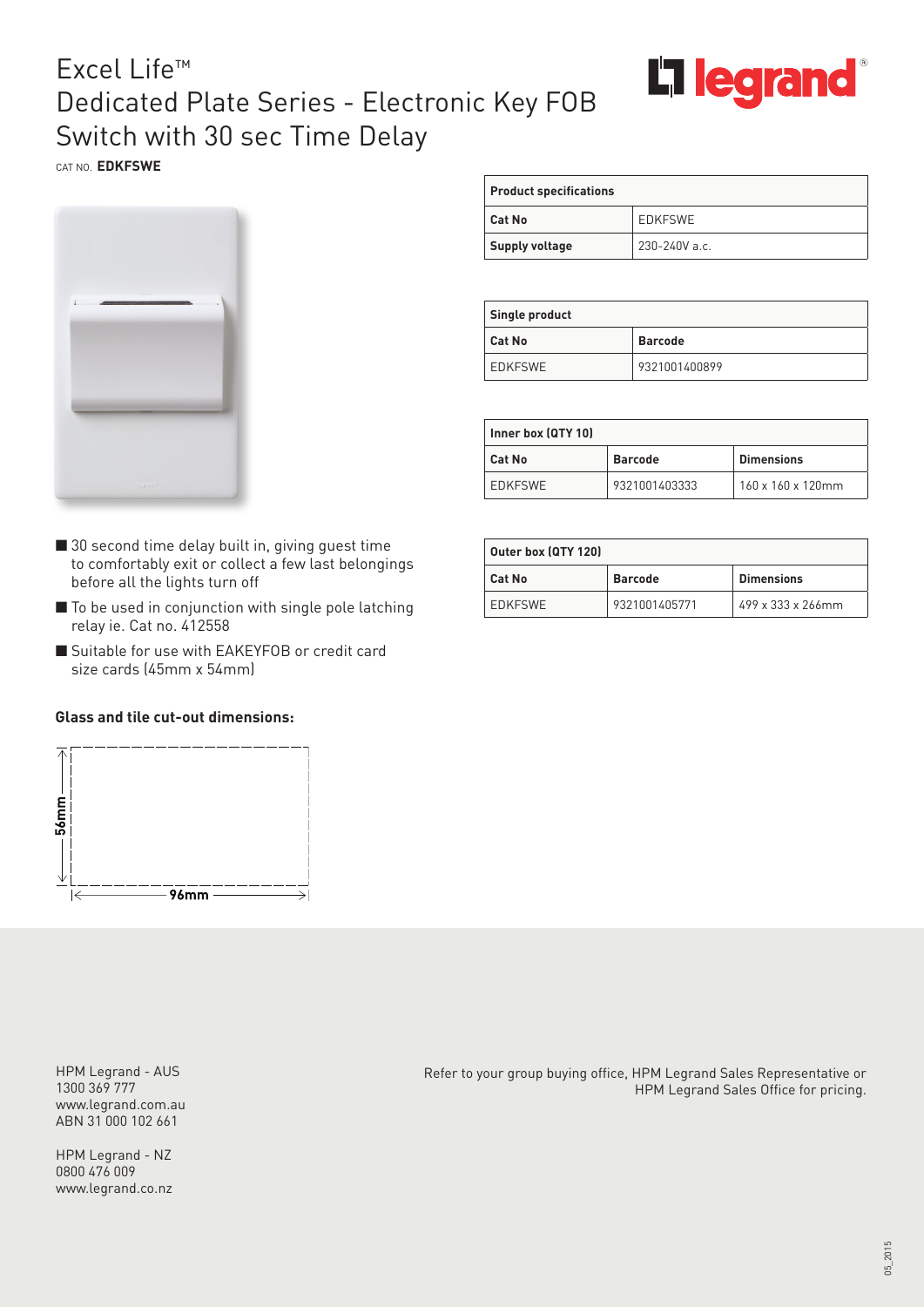# Excel Life™ Dedicated Plate Series - Electronic Key FOB Switch with 30 sec Time Delay

CAT NO. **EDKFSWE**

| Product specifications | |
|---|---|
| **Cat No** | EDKFSWE |
| **Supply voltage** | 230-240V a.c. |

| Single product | |
|---|---|
| **Cat No** | **Barcode** |
| EDKFSWE | 9321001400899 |

| Inner box (QTY 10) | | |
|---|---|---|
| **Cat No** | **Barcode** | **Dimensions** |
| EDKFSWE | 9321001403333 | 160 x 160 x 120mm |

| Outer box (QTY 120) | | |
|---|---|---|
| **Cat No** | **Barcode** | **Dimensions** |
| EDKFSWE | 9321001405771 | 499 x 333 x 266mm |

- 30 second time delay built in, giving guest time to comfortably exit or collect a few last belongings before all the lights turn off
- To be used in conjunction with single pole latching relay ie. Cat no. 412558
- Suitable for use with EAKEYFOB or credit card size cards (45mm x 54mm)

**Glass and tile cut-out dimensions:**

56mm

96mm

HPM Legrand - AUS
1300 369 777
www.legrand.com.au
ABN 31 000 102 661

HPM Legrand - NZ
0800 476 009
www.legrand.co.nz

Refer to your group buying office, HPM Legrand Sales Representative or HPM Legrand Sales Office for pricing.

05_2015